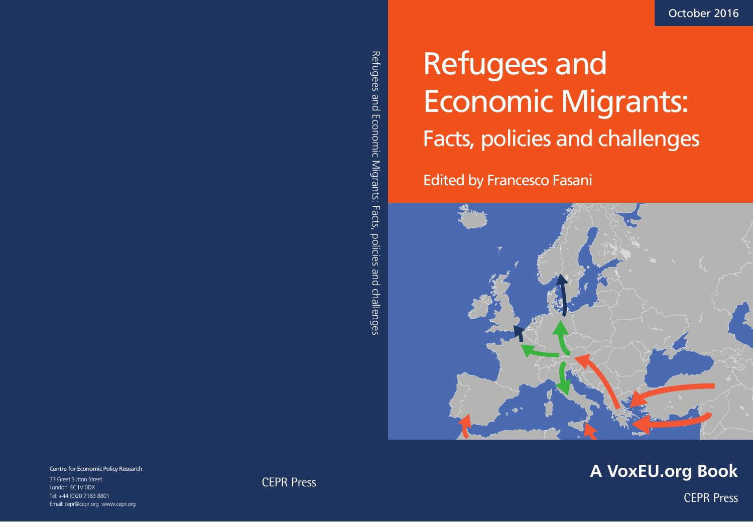October 2016

# Refugees and Economic Migrants:

## Facts, policies and challenges

Edited by Francesco Fasani

**A VoxEU.org Book**

CEPR Press

Refugees and Economic Migrants: Facts, policies and challenges

CEPR Press

Centre for Economic Policy Research

33 Great Sutton Street
London EC1V 0DX
Tel: +44 (0)20 7183 8801
Email: cepr@cepr.org www.cepr.org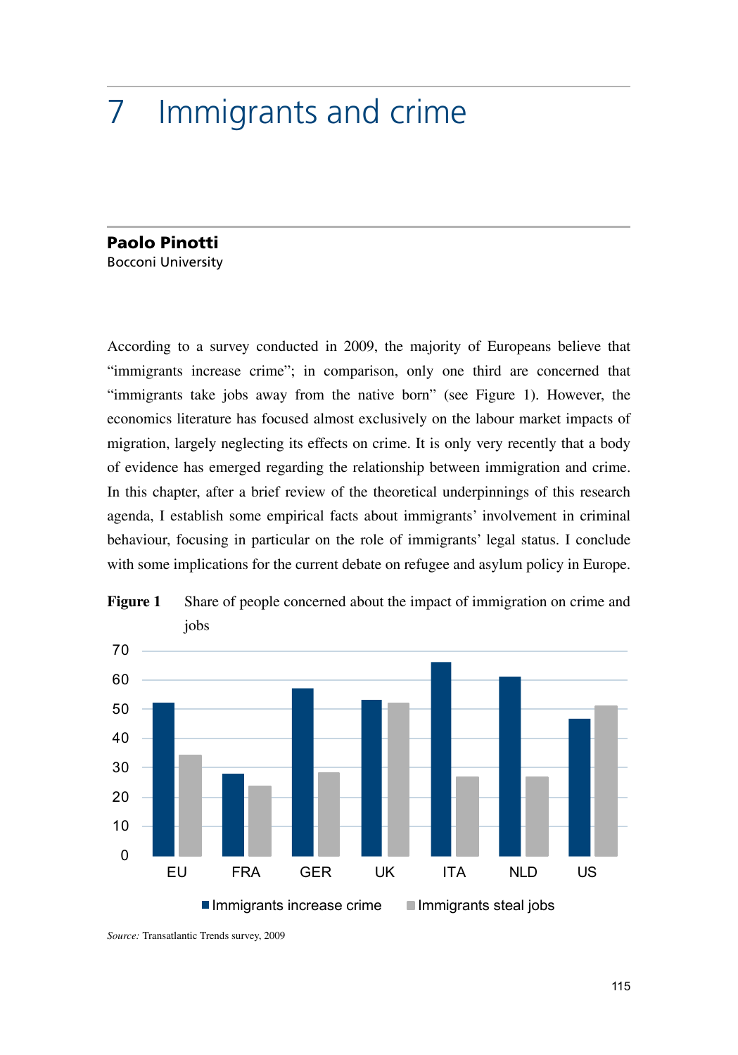# 7 Immigrants and crime

**Paolo Pinotti**
Bocconi University

According to a survey conducted in 2009, the majority of Europeans believe that "immigrants increase crime"; in comparison, only one third are concerned that "immigrants take jobs away from the native born" (see Figure 1). However, the economics literature has focused almost exclusively on the labour market impacts of migration, largely neglecting its effects on crime. It is only very recently that a body of evidence has emerged regarding the relationship between immigration and crime. In this chapter, after a brief review of the theoretical underpinnings of this research agenda, I establish some empirical facts about immigrants' involvement in criminal behaviour, focusing in particular on the role of immigrants' legal status. I conclude with some implications for the current debate on refugee and asylum policy in Europe.

**Figure 1** Share of people concerned about the impact of immigration on crime and jobs

*Source:* Transatlantic Trends survey, 2009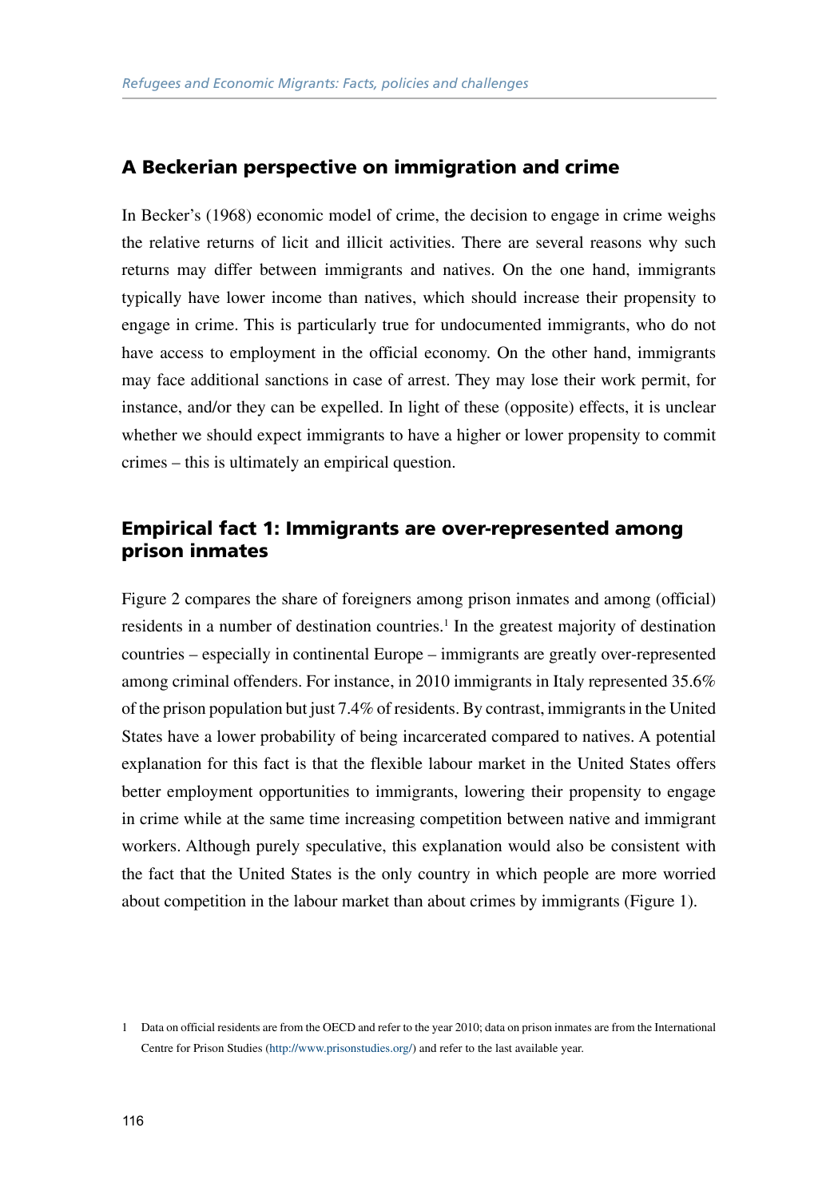## A Beckerian perspective on immigration and crime

In Becker's (1968) economic model of crime, the decision to engage in crime weighs the relative returns of licit and illicit activities. There are several reasons why such returns may differ between immigrants and natives. On the one hand, immigrants typically have lower income than natives, which should increase their propensity to engage in crime. This is particularly true for undocumented immigrants, who do not have access to employment in the official economy. On the other hand, immigrants may face additional sanctions in case of arrest. They may lose their work permit, for instance, and/or they can be expelled. In light of these (opposite) effects, it is unclear whether we should expect immigrants to have a higher or lower propensity to commit crimes – this is ultimately an empirical question.

## Empirical fact 1: Immigrants are over-represented among prison inmates

Figure 2 compares the share of foreigners among prison inmates and among (official) residents in a number of destination countries.[1] In the greatest majority of destination countries – especially in continental Europe – immigrants are greatly over-represented among criminal offenders. For instance, in 2010 immigrants in Italy represented 35.6% of the prison population but just 7.4% of residents. By contrast, immigrants in the United States have a lower probability of being incarcerated compared to natives. A potential explanation for this fact is that the flexible labour market in the United States offers better employment opportunities to immigrants, lowering their propensity to engage in crime while at the same time increasing competition between native and immigrant workers. Although purely speculative, this explanation would also be consistent with the fact that the United States is the only country in which people are more worried about competition in the labour market than about crimes by immigrants (Figure 1).

1 Data on official residents are from the OECD and refer to the year 2010; data on prison inmates are from the International Centre for Prison Studies (http://www.prisonstudies.org/) and refer to the last available year.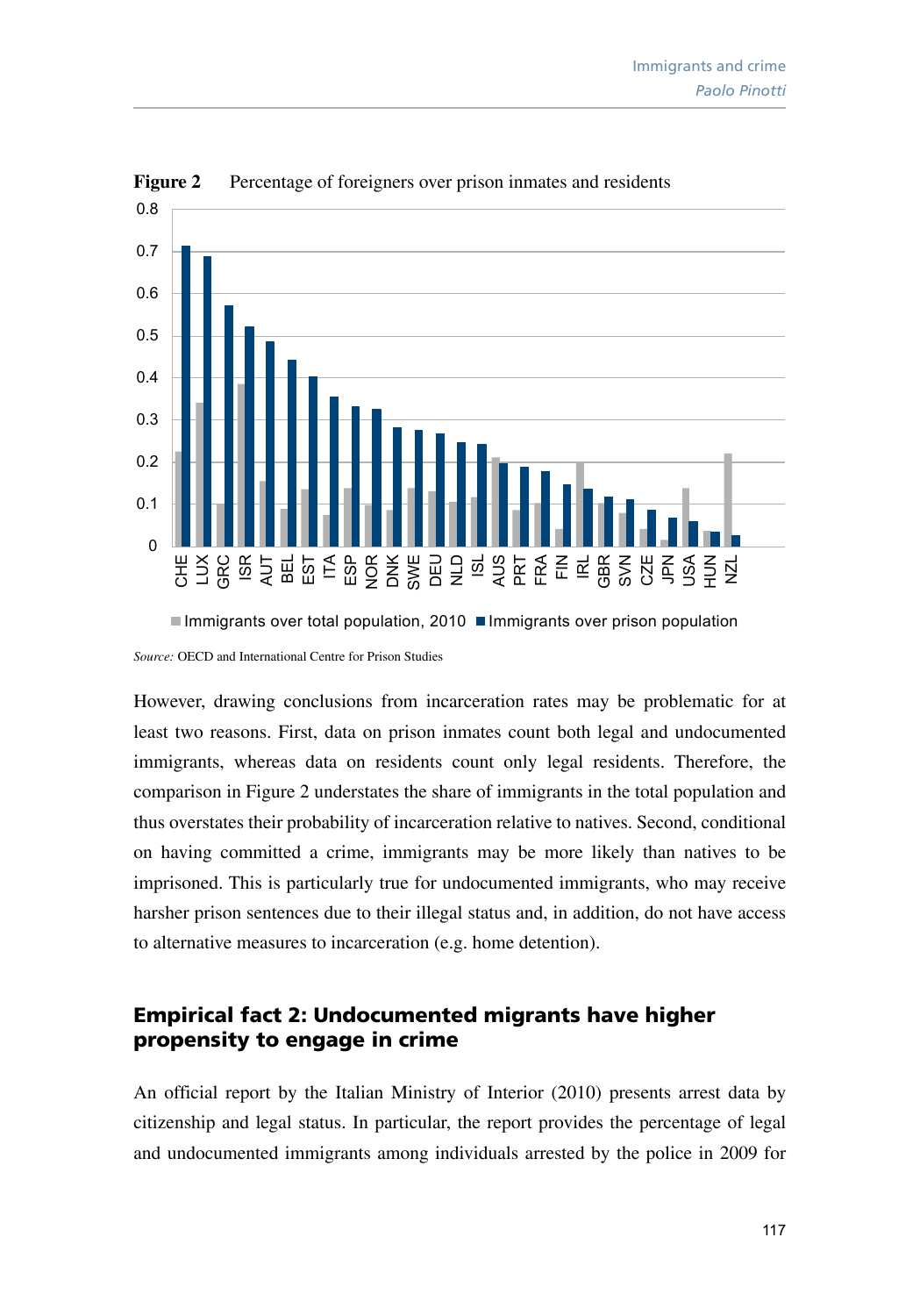**Figure 2** Percentage of foreigners over prison inmates and residents

*Source:* OECD and International Centre for Prison Studies

However, drawing conclusions from incarceration rates may be problematic for at least two reasons. First, data on prison inmates count both legal and undocumented immigrants, whereas data on residents count only legal residents. Therefore, the comparison in Figure 2 understates the share of immigrants in the total population and thus overstates their probability of incarceration relative to natives. Second, conditional on having committed a crime, immigrants may be more likely than natives to be imprisoned. This is particularly true for undocumented immigrants, who may receive harsher prison sentences due to their illegal status and, in addition, do not have access to alternative measures to incarceration (e.g. home detention).

## Empirical fact 2: Undocumented migrants have higher propensity to engage in crime

An official report by the Italian Ministry of Interior (2010) presents arrest data by citizenship and legal status. In particular, the report provides the percentage of legal and undocumented immigrants among individuals arrested by the police in 2009 for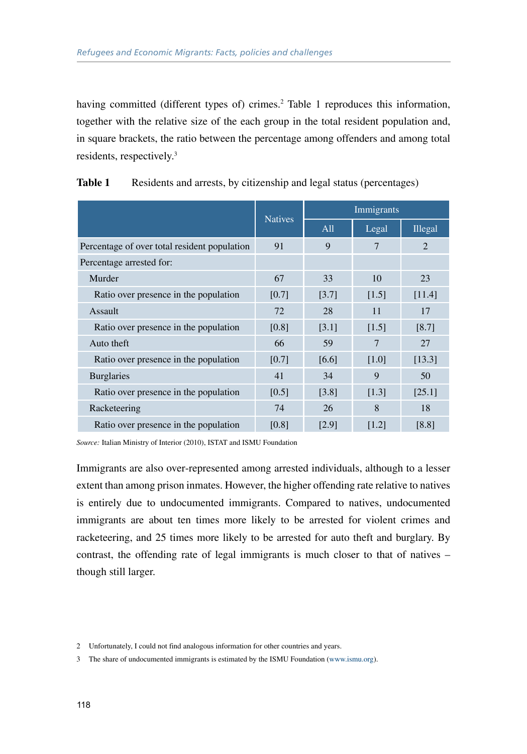having committed (different types of) crimes.[2] Table 1 reproduces this information, together with the relative size of the each group in the total resident population and, in square brackets, the ratio between the percentage among offenders and among total residents, respectively.[3]

**Table 1** Residents and arrests, by citizenship and legal status (percentages)

| | Natives | Immigrants | | |
|---|---|---|---|---|
| | | All | Legal | Illegal |
| Percentage of over total resident population | 91 | 9 | 7 | 2 |
| Percentage arrested for: | | | | |
| Murder | 67 | 33 | 10 | 23 |
| Ratio over presence in the population | [0.7] | [3.7] | [1.5] | [11.4] |
| Assault | 72 | 28 | 11 | 17 |
| Ratio over presence in the population | [0.8] | [3.1] | [1.5] | [8.7] |
| Auto theft | 66 | 59 | 7 | 27 |
| Ratio over presence in the population | [0.7] | [6.6] | [1.0] | [13.3] |
| Burglaries | 41 | 34 | 9 | 50 |
| Ratio over presence in the population | [0.5] | [3.8] | [1.3] | [25.1] |
| Racketeering | 74 | 26 | 8 | 18 |
| Ratio over presence in the population | [0.8] | [2.9] | [1.2] | [8.8] |

*Source:* Italian Ministry of Interior (2010), ISTAT and ISMU Foundation

Immigrants are also over-represented among arrested individuals, although to a lesser extent than among prison inmates. However, the higher offending rate relative to natives is entirely due to undocumented immigrants. Compared to natives, undocumented immigrants are about ten times more likely to be arrested for violent crimes and racketeering, and 25 times more likely to be arrested for auto theft and burglary. By contrast, the offending rate of legal immigrants is much closer to that of natives – though still larger.

2 Unfortunately, I could not find analogous information for other countries and years.

3 The share of undocumented immigrants is estimated by the ISMU Foundation (www.ismu.org).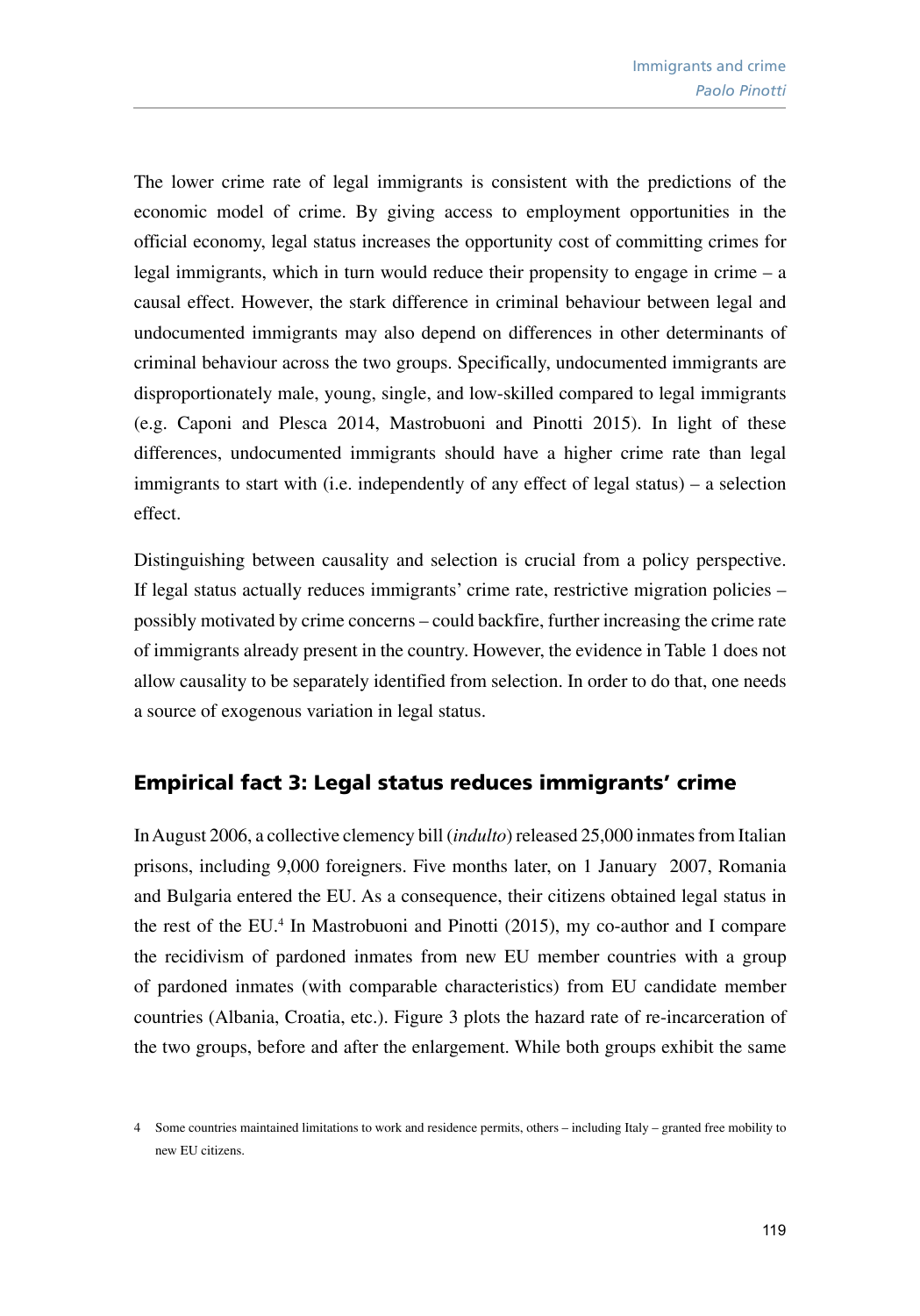The lower crime rate of legal immigrants is consistent with the predictions of the economic model of crime. By giving access to employment opportunities in the official economy, legal status increases the opportunity cost of committing crimes for legal immigrants, which in turn would reduce their propensity to engage in crime – a causal effect. However, the stark difference in criminal behaviour between legal and undocumented immigrants may also depend on differences in other determinants of criminal behaviour across the two groups. Specifically, undocumented immigrants are disproportionately male, young, single, and low-skilled compared to legal immigrants (e.g. Caponi and Plesca 2014, Mastrobuoni and Pinotti 2015). In light of these differences, undocumented immigrants should have a higher crime rate than legal immigrants to start with (i.e. independently of any effect of legal status) – a selection effect.

Distinguishing between causality and selection is crucial from a policy perspective. If legal status actually reduces immigrants' crime rate, restrictive migration policies – possibly motivated by crime concerns – could backfire, further increasing the crime rate of immigrants already present in the country. However, the evidence in Table 1 does not allow causality to be separately identified from selection. In order to do that, one needs a source of exogenous variation in legal status.

## Empirical fact 3: Legal status reduces immigrants' crime

In August 2006, a collective clemency bill (*indulto*) released 25,000 inmates from Italian prisons, including 9,000 foreigners. Five months later, on 1 January 2007, Romania and Bulgaria entered the EU. As a consequence, their citizens obtained legal status in the rest of the EU.[4] In Mastrobuoni and Pinotti (2015), my co-author and I compare the recidivism of pardoned inmates from new EU member countries with a group of pardoned inmates (with comparable characteristics) from EU candidate member countries (Albania, Croatia, etc.). Figure 3 plots the hazard rate of re-incarceration of the two groups, before and after the enlargement. While both groups exhibit the same

4 Some countries maintained limitations to work and residence permits, others – including Italy – granted free mobility to new EU citizens.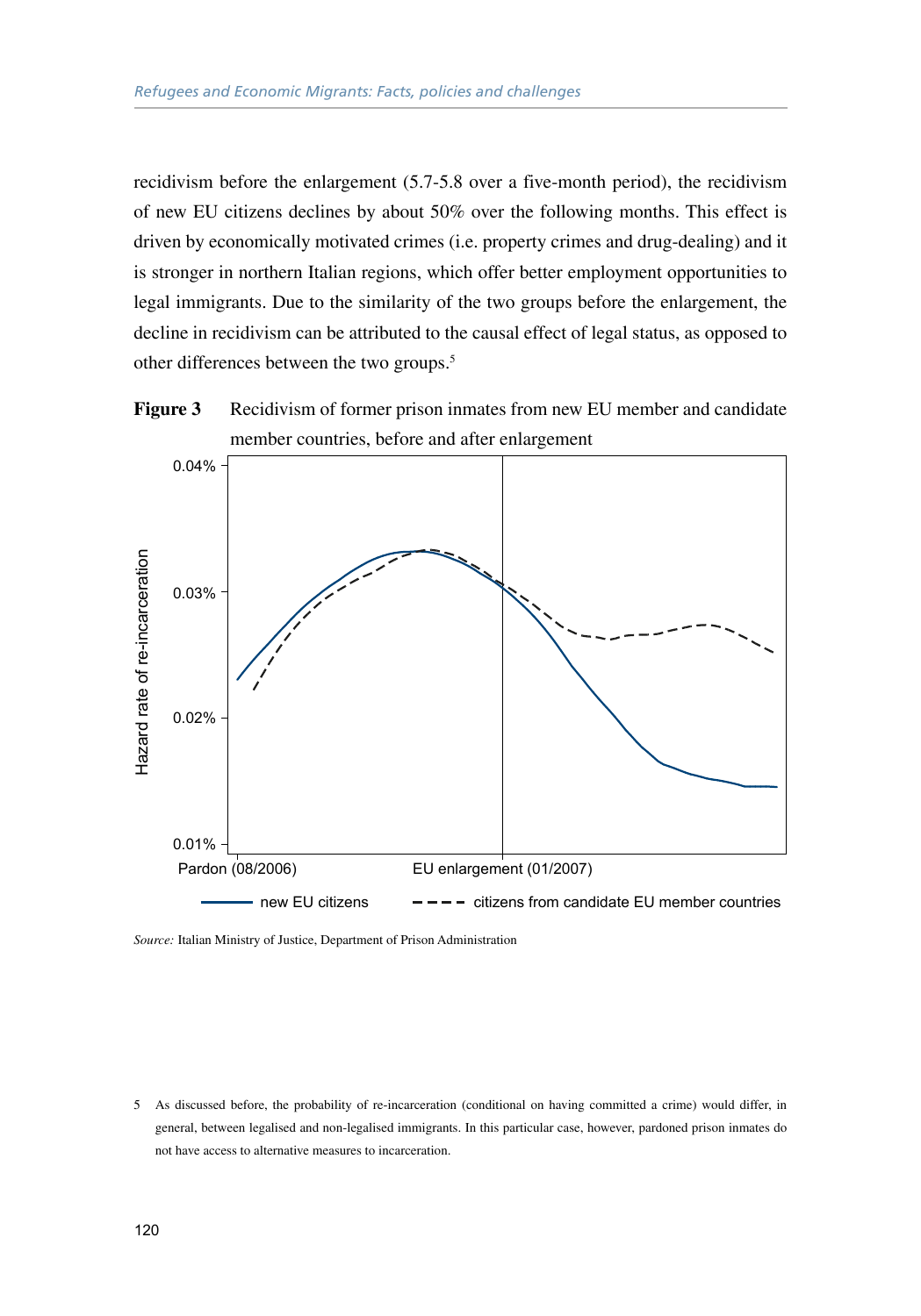recidivism before the enlargement (5.7-5.8 over a five-month period), the recidivism of new EU citizens declines by about 50% over the following months. This effect is driven by economically motivated crimes (i.e. property crimes and drug-dealing) and it is stronger in northern Italian regions, which offer better employment opportunities to legal immigrants. Due to the similarity of the two groups before the enlargement, the decline in recidivism can be attributed to the causal effect of legal status, as opposed to other differences between the two groups.[5]

**Figure 3** Recidivism of former prison inmates from new EU member and candidate member countries, before and after enlargement

*Source:* Italian Ministry of Justice, Department of Prison Administration

5 As discussed before, the probability of re-incarceration (conditional on having committed a crime) would differ, in general, between legalised and non-legalised immigrants. In this particular case, however, pardoned prison inmates do not have access to alternative measures to incarceration.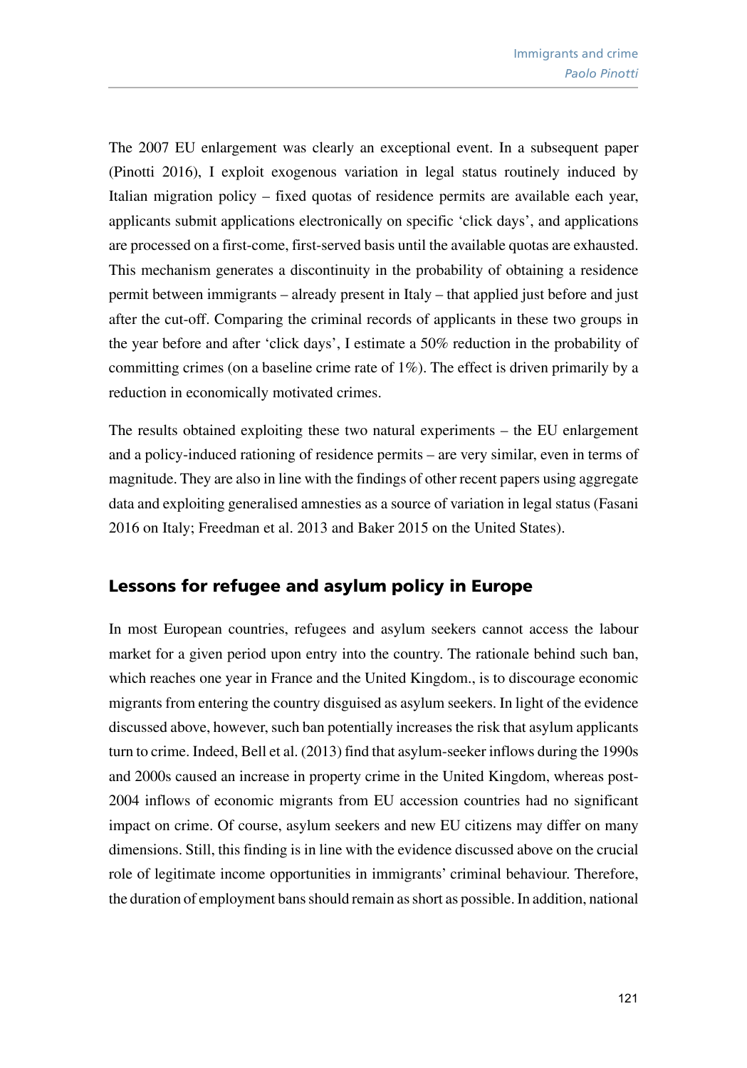The 2007 EU enlargement was clearly an exceptional event. In a subsequent paper (Pinotti 2016), I exploit exogenous variation in legal status routinely induced by Italian migration policy – fixed quotas of residence permits are available each year, applicants submit applications electronically on specific 'click days', and applications are processed on a first-come, first-served basis until the available quotas are exhausted. This mechanism generates a discontinuity in the probability of obtaining a residence permit between immigrants – already present in Italy – that applied just before and just after the cut-off. Comparing the criminal records of applicants in these two groups in the year before and after 'click days', I estimate a 50% reduction in the probability of committing crimes (on a baseline crime rate of 1%). The effect is driven primarily by a reduction in economically motivated crimes.

The results obtained exploiting these two natural experiments – the EU enlargement and a policy-induced rationing of residence permits – are very similar, even in terms of magnitude. They are also in line with the findings of other recent papers using aggregate data and exploiting generalised amnesties as a source of variation in legal status (Fasani 2016 on Italy; Freedman et al. 2013 and Baker 2015 on the United States).

## Lessons for refugee and asylum policy in Europe

In most European countries, refugees and asylum seekers cannot access the labour market for a given period upon entry into the country. The rationale behind such ban, which reaches one year in France and the United Kingdom., is to discourage economic migrants from entering the country disguised as asylum seekers. In light of the evidence discussed above, however, such ban potentially increases the risk that asylum applicants turn to crime. Indeed, Bell et al. (2013) find that asylum-seeker inflows during the 1990s and 2000s caused an increase in property crime in the United Kingdom, whereas post-2004 inflows of economic migrants from EU accession countries had no significant impact on crime. Of course, asylum seekers and new EU citizens may differ on many dimensions. Still, this finding is in line with the evidence discussed above on the crucial role of legitimate income opportunities in immigrants' criminal behaviour. Therefore, the duration of employment bans should remain as short as possible. In addition, national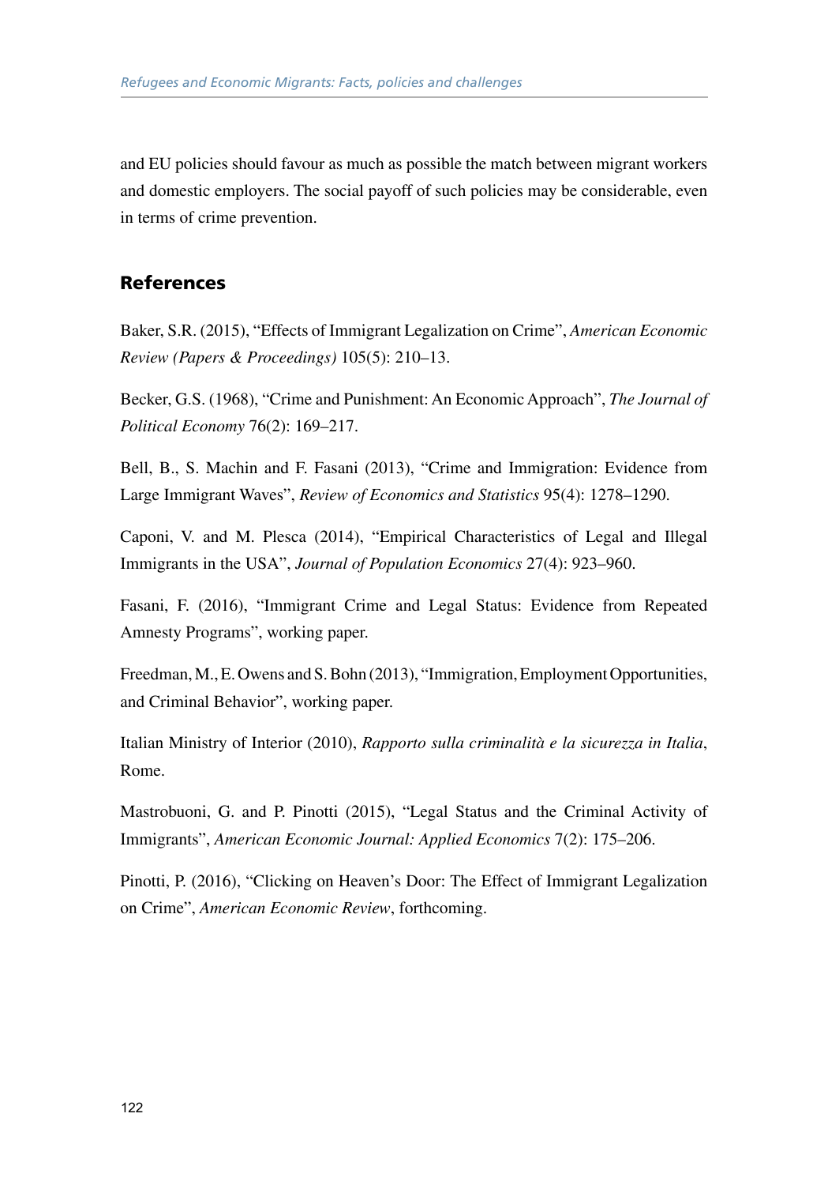and EU policies should favour as much as possible the match between migrant workers and domestic employers. The social payoff of such policies may be considerable, even in terms of crime prevention.

## References

Baker, S.R. (2015), "Effects of Immigrant Legalization on Crime", *American Economic Review (Papers & Proceedings)* 105(5): 210–13.

Becker, G.S. (1968), "Crime and Punishment: An Economic Approach", *The Journal of Political Economy* 76(2): 169–217.

Bell, B., S. Machin and F. Fasani (2013), "Crime and Immigration: Evidence from Large Immigrant Waves", *Review of Economics and Statistics* 95(4): 1278–1290.

Caponi, V. and M. Plesca (2014), "Empirical Characteristics of Legal and Illegal Immigrants in the USA", *Journal of Population Economics* 27(4): 923–960.

Fasani, F. (2016), "Immigrant Crime and Legal Status: Evidence from Repeated Amnesty Programs", working paper.

Freedman, M., E. Owens and S. Bohn (2013), "Immigration, Employment Opportunities, and Criminal Behavior", working paper.

Italian Ministry of Interior (2010), *Rapporto sulla criminalità e la sicurezza in Italia*, Rome.

Mastrobuoni, G. and P. Pinotti (2015), "Legal Status and the Criminal Activity of Immigrants", *American Economic Journal: Applied Economics* 7(2): 175–206.

Pinotti, P. (2016), "Clicking on Heaven's Door: The Effect of Immigrant Legalization on Crime", *American Economic Review*, forthcoming.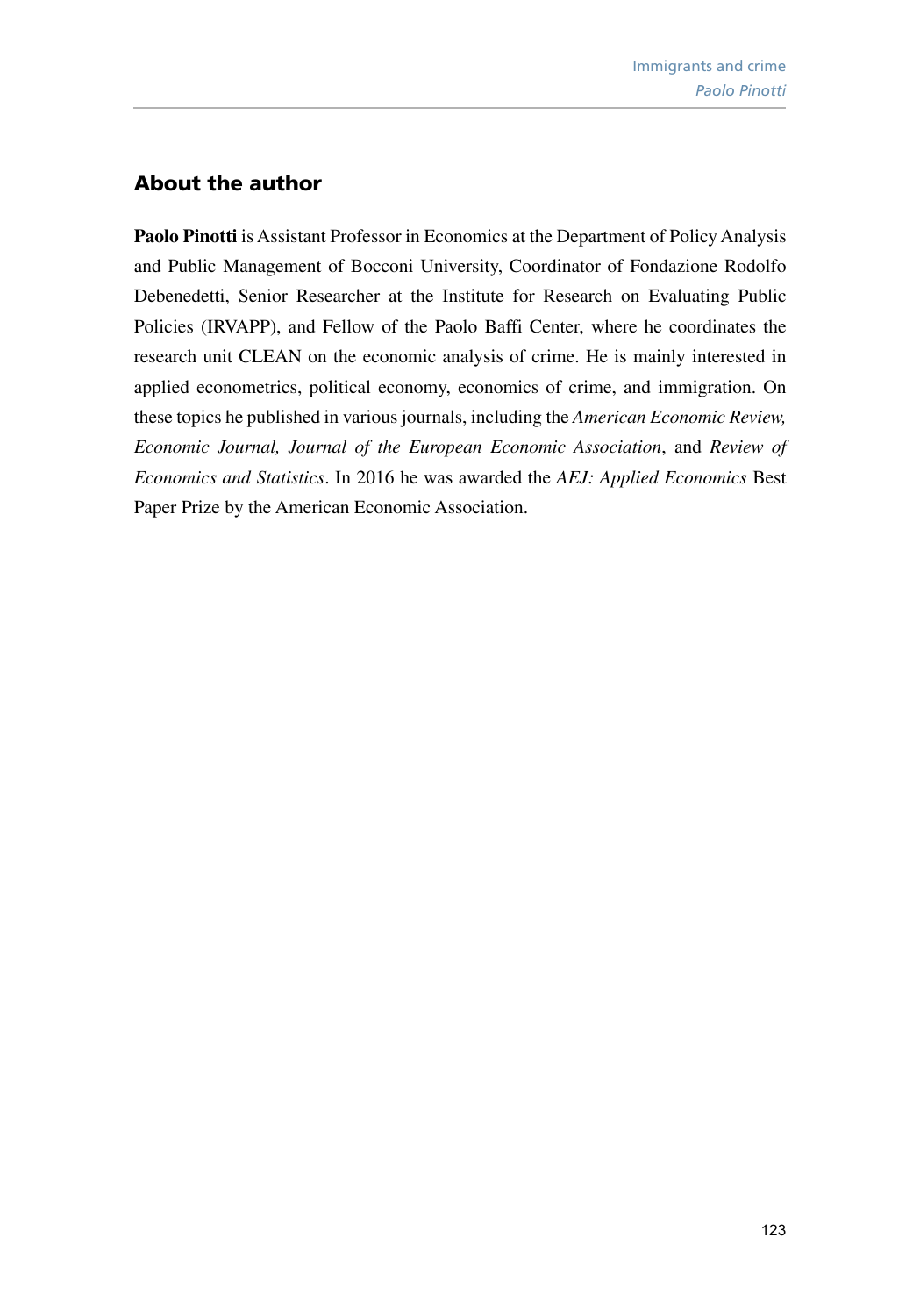## About the author

**Paolo Pinotti** is Assistant Professor in Economics at the Department of Policy Analysis and Public Management of Bocconi University, Coordinator of Fondazione Rodolfo Debenedetti, Senior Researcher at the Institute for Research on Evaluating Public Policies (IRVAPP), and Fellow of the Paolo Baffi Center, where he coordinates the research unit CLEAN on the economic analysis of crime. He is mainly interested in applied econometrics, political economy, economics of crime, and immigration. On these topics he published in various journals, including the *American Economic Review, Economic Journal, Journal of the European Economic Association*, and *Review of Economics and Statistics*. In 2016 he was awarded the *AEJ: Applied Economics* Best Paper Prize by the American Economic Association.